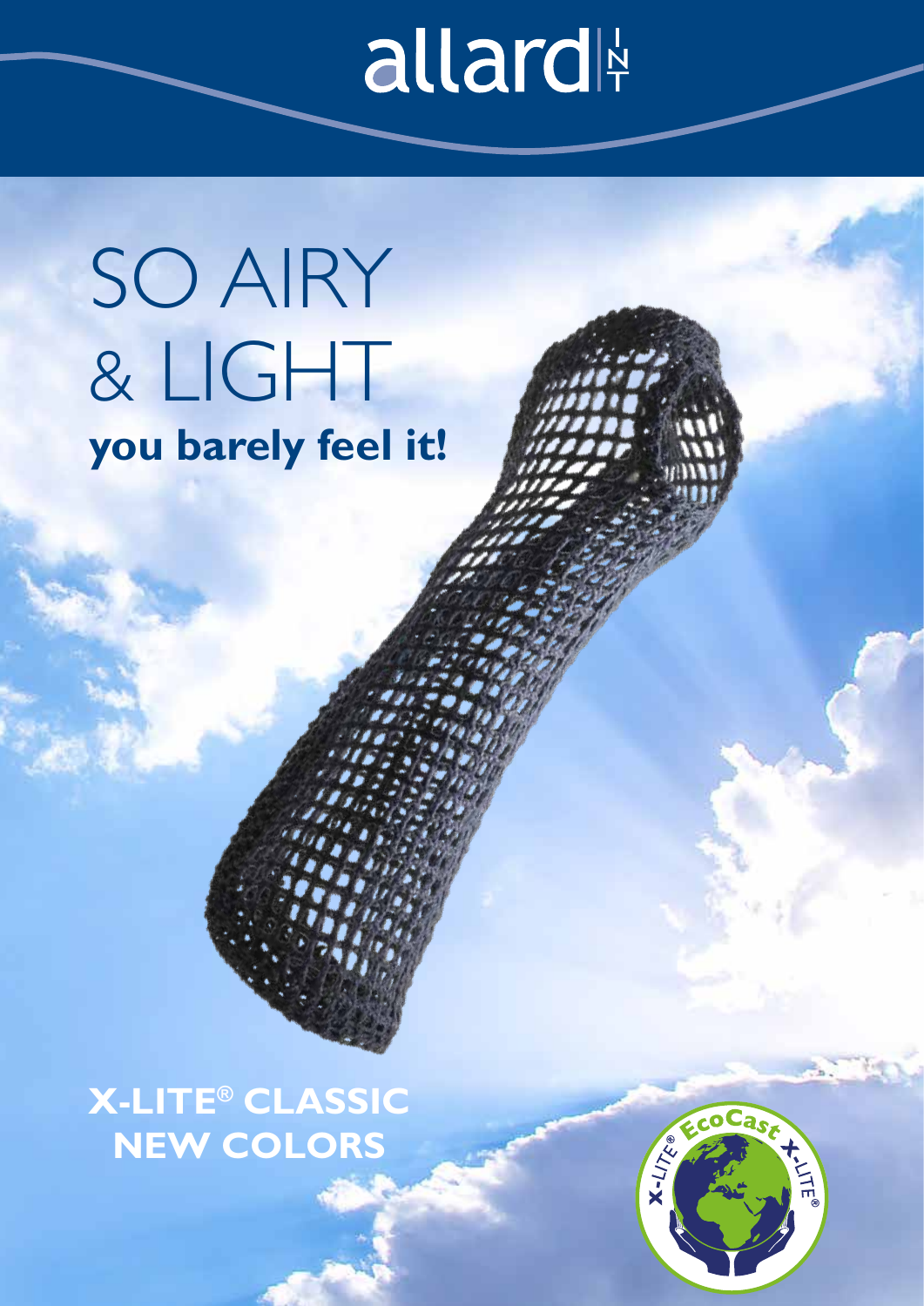allard INT

# SO AIRY & LIGHT

**you barely feel it!**

## X-LITE® CLASSIC NEW COLORS

X-LITE® EcoCast X-LITE®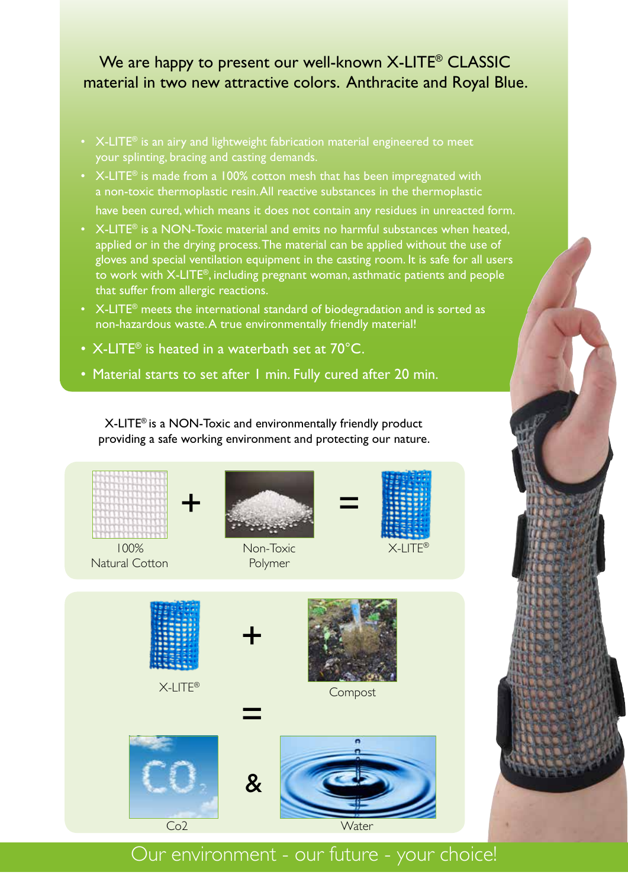We are happy to present our well-known X-LITE® CLASSIC material in two new attractive colors. Anthracite and Royal Blue.

- X-LITE® is an airy and lightweight fabrication material engineered to meet your splinting, bracing and casting demands.
- X-LITE® is made from a 100% cotton mesh that has been impregnated with a non-toxic thermoplastic resin. All reactive substances in the thermoplastic have been cured, which means it does not contain any residues in unreacted form.
- X-LITE® is a NON-Toxic material and emits no harmful substances when heated, applied or in the drying process. The material can be applied without the use of gloves and special ventilation equipment in the casting room. It is safe for all users to work with X-LITE®, including pregnant woman, asthmatic patients and people that suffer from allergic reactions.
- X-LITE® meets the international standard of biodegradation and is sorted as non-hazardous waste. A true environmentally friendly material!
- X-LITE® is heated in a waterbath set at 70°C.
- Material starts to set after 1 min. Fully cured after 20 min.

X-LITE® is a NON-Toxic and environmentally friendly product providing a safe working environment and protecting our nature.

100% Natural Cotton + Non-Toxic Polymer = X-LITE®

X-LITE® + Compost = Co2 & Water

Our environment - our future - your choice!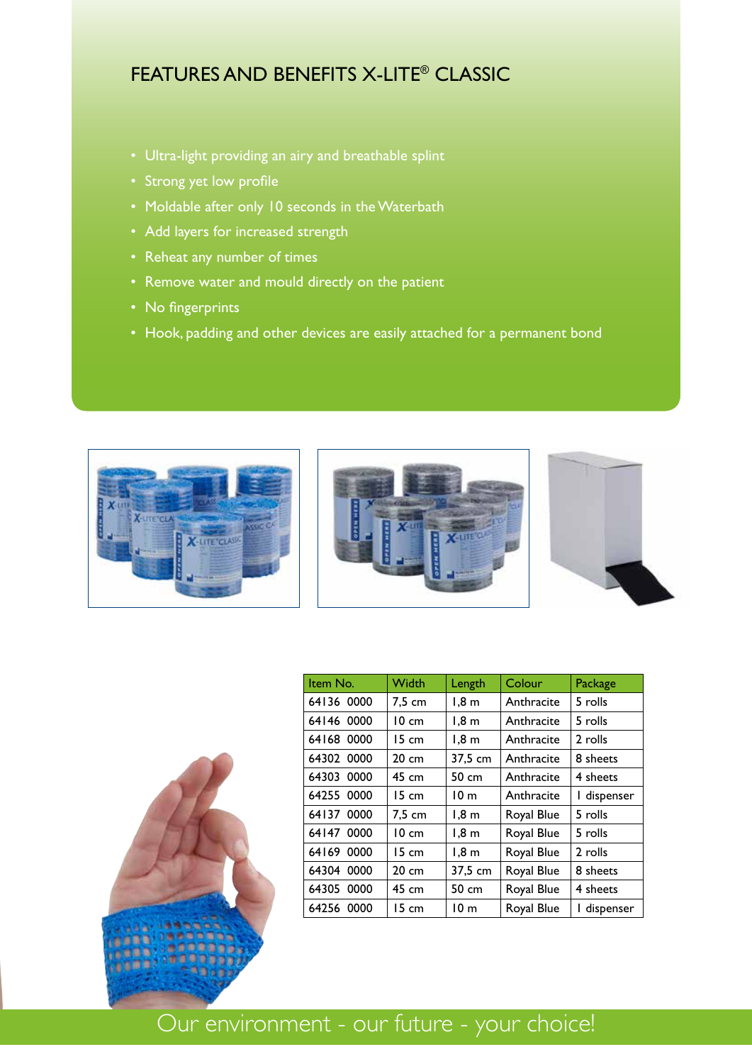# FEATURES AND BENEFITS X-LITE® CLASSIC

- Ultra-light providing an airy and breathable splint
- Strong yet low profile
- Moldable after only 10 seconds in the Waterbath
- Add layers for increased strength
- Reheat any number of times
- Remove water and mould directly on the patient
- No fingerprints
- Hook, padding and other devices are easily attached for a permanent bond

| Item No. | Width | Length | Colour | Package |
|---|---|---|---|---|
| 64136 0000 | 7,5 cm | 1,8 m | Anthracite | 5 rolls |
| 64146 0000 | 10 cm | 1,8 m | Anthracite | 5 rolls |
| 64168 0000 | 15 cm | 1,8 m | Anthracite | 2 rolls |
| 64302 0000 | 20 cm | 37,5 cm | Anthracite | 8 sheets |
| 64303 0000 | 45 cm | 50 cm | Anthracite | 4 sheets |
| 64255 0000 | 15 cm | 10 m | Anthracite | 1 dispenser |
| 64137 0000 | 7,5 cm | 1,8 m | Royal Blue | 5 rolls |
| 64147 0000 | 10 cm | 1,8 m | Royal Blue | 5 rolls |
| 64169 0000 | 15 cm | 1,8 m | Royal Blue | 2 rolls |
| 64304 0000 | 20 cm | 37,5 cm | Royal Blue | 8 sheets |
| 64305 0000 | 45 cm | 50 cm | Royal Blue | 4 sheets |
| 64256 0000 | 15 cm | 10 m | Royal Blue | 1 dispenser |

Our environment - our future - your choice!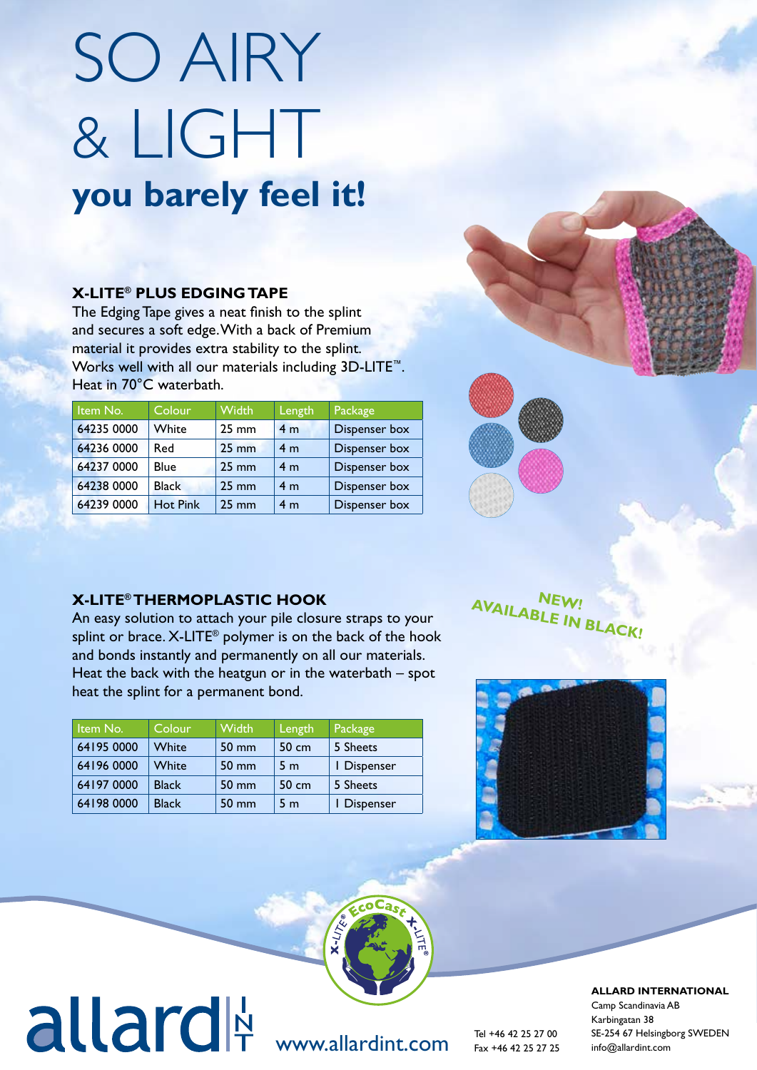# SO AIRY & LIGHT

## you barely feel it!

### X-LITE® PLUS EDGING TAPE

The Edging Tape gives a neat finish to the splint and secures a soft edge. With a back of Premium material it provides extra stability to the splint. Works well with all our materials including 3D-LITE™. Heat in 70°C waterbath.

| Item No. | Colour | Width | Length | Package |
|---|---|---|---|---|
| 64235 0000 | White | 25 mm | 4 m | Dispenser box |
| 64236 0000 | Red | 25 mm | 4 m | Dispenser box |
| 64237 0000 | Blue | 25 mm | 4 m | Dispenser box |
| 64238 0000 | Black | 25 mm | 4 m | Dispenser box |
| 64239 0000 | Hot Pink | 25 mm | 4 m | Dispenser box |

### X-LITE® THERMOPLASTIC HOOK

An easy solution to attach your pile closure straps to your splint or brace. X-LITE® polymer is on the back of the hook and bonds instantly and permanently on all our materials. Heat the back with the heatgun or in the waterbath – spot heat the splint for a permanent bond.

NEW! AVAILABLE IN BLACK!

| Item No. | Colour | Width | Length | Package |
|---|---|---|---|---|
| 64195 0000 | White | 50 mm | 50 cm | 5 Sheets |
| 64196 0000 | White | 50 mm | 5 m | 1 Dispenser |
| 64197 0000 | Black | 50 mm | 50 cm | 5 Sheets |
| 64198 0000 | Black | 50 mm | 5 m | 1 Dispenser |

X-LITE® EcoCast X-LITE®

allard

www.allardint.com

Tel +46 42 25 27 00
Fax +46 42 25 27 25

**ALLARD INTERNATIONAL**
Camp Scandinavia AB
Karbingatan 38
SE-254 67 Helsingborg SWEDEN
info@allardint.com